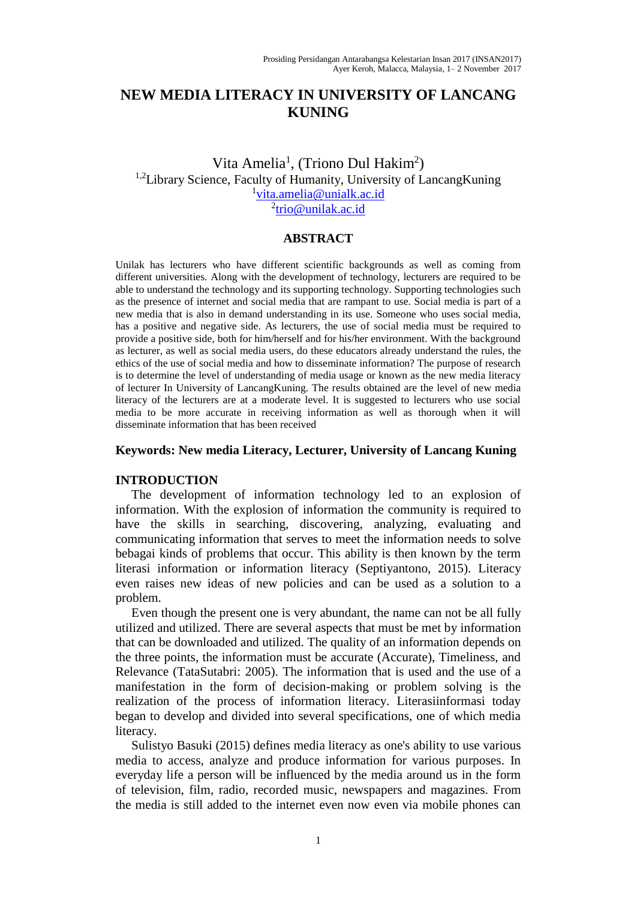# NEW MEDIA LITERACY IN UNIVERSITY OF LANCANG KUNING

Vita Amelia[1], (Triono Dul Hakim[2])

[1,2]Library Science, Faculty of Humanity, University of LancangKuning

[1]vita.amelia@unialk.ac.id

[2]trio@unilak.ac.id

## ABSTRACT

Unilak has lecturers who have different scientific backgrounds as well as coming from different universities. Along with the development of technology, lecturers are required to be able to understand the technology and its supporting technology. Supporting technologies such as the presence of internet and social media that are rampant to use. Social media is part of a new media that is also in demand understanding in its use. Someone who uses social media, has a positive and negative side. As lecturers, the use of social media must be required to provide a positive side, both for him/herself and for his/her environment. With the background as lecturer, as well as social media users, do these educators already understand the rules, the ethics of the use of social media and how to disseminate information? The purpose of research is to determine the level of understanding of media usage or known as the new media literacy of lecturer In University of LancangKuning. The results obtained are the level of new media literacy of the lecturers are at a moderate level. It is suggested to lecturers who use social media to be more accurate in receiving information as well as thorough when it will disseminate information that has been received

**Keywords: New media Literacy, Lecturer, University of Lancang Kuning**

## INTRODUCTION

The development of information technology led to an explosion of information. With the explosion of information the community is required to have the skills in searching, discovering, analyzing, evaluating and communicating information that serves to meet the information needs to solve bebagai kinds of problems that occur. This ability is then known by the term literasi information or information literacy (Septiyantono, 2015). Literacy even raises new ideas of new policies and can be used as a solution to a problem.

Even though the present one is very abundant, the name can not be all fully utilized and utilized. There are several aspects that must be met by information that can be downloaded and utilized. The quality of an information depends on the three points, the information must be accurate (Accurate), Timeliness, and Relevance (TataSutabri: 2005). The information that is used and the use of a manifestation in the form of decision-making or problem solving is the realization of the process of information literacy. Literasiinformasi today began to develop and divided into several specifications, one of which media literacy.

Sulistyo Basuki (2015) defines media literacy as one's ability to use various media to access, analyze and produce information for various purposes. In everyday life a person will be influenced by the media around us in the form of television, film, radio, recorded music, newspapers and magazines. From the media is still added to the internet even now even via mobile phones can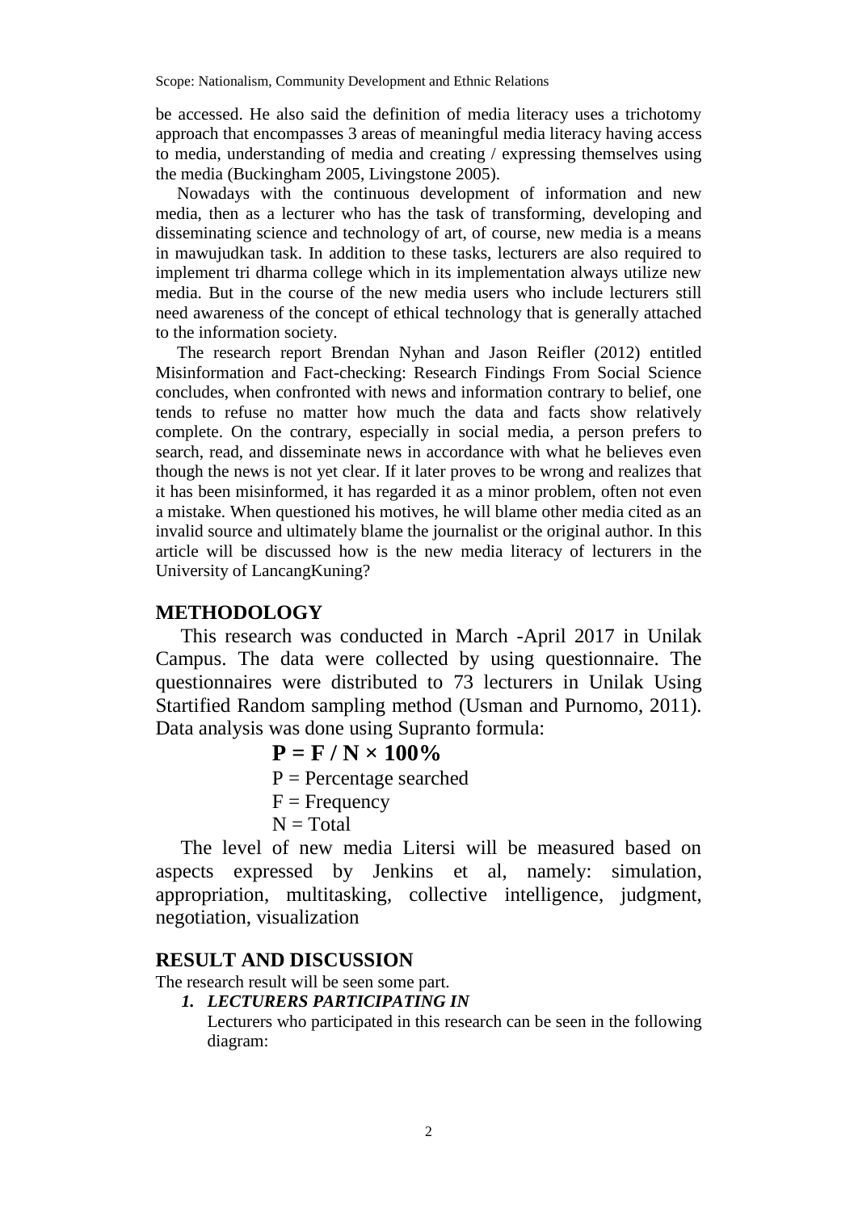be accessed. He also said the definition of media literacy uses a trichotomy approach that encompasses 3 areas of meaningful media literacy having access to media, understanding of media and creating / expressing themselves using the media (Buckingham 2005, Livingstone 2005).

Nowadays with the continuous development of information and new media, then as a lecturer who has the task of transforming, developing and disseminating science and technology of art, of course, new media is a means in mawujudkan task. In addition to these tasks, lecturers are also required to implement tri dharma college which in its implementation always utilize new media. But in the course of the new media users who include lecturers still need awareness of the concept of ethical technology that is generally attached to the information society.

The research report Brendan Nyhan and Jason Reifler (2012) entitled Misinformation and Fact-checking: Research Findings From Social Science concludes, when confronted with news and information contrary to belief, one tends to refuse no matter how much the data and facts show relatively complete. On the contrary, especially in social media, a person prefers to search, read, and disseminate news in accordance with what he believes even though the news is not yet clear. If it later proves to be wrong and realizes that it has been misinformed, it has regarded it as a minor problem, often not even a mistake. When questioned his motives, he will blame other media cited as an invalid source and ultimately blame the journalist or the original author. In this article will be discussed how is the new media literacy of lecturers in the University of LancangKuning?

## METHODOLOGY

This research was conducted in March -April 2017 in Unilak Campus. The data were collected by using questionnaire. The questionnaires were distributed to 73 lecturers in Unilak Using Startified Random sampling method (Usman and Purnomo, 2011). Data analysis was done using Supranto formula:

$$P = F / N \times 100\%$$

P = Percentage searched

F = Frequency

N = Total

The level of new media Litersi will be measured based on aspects expressed by Jenkins et al, namely: simulation, appropriation, multitasking, collective intelligence, judgment, negotiation, visualization

## RESULT AND DISCUSSION

The research result will be seen some part.

1. ***LECTURERS PARTICIPATING IN***

   Lecturers who participated in this research can be seen in the following diagram: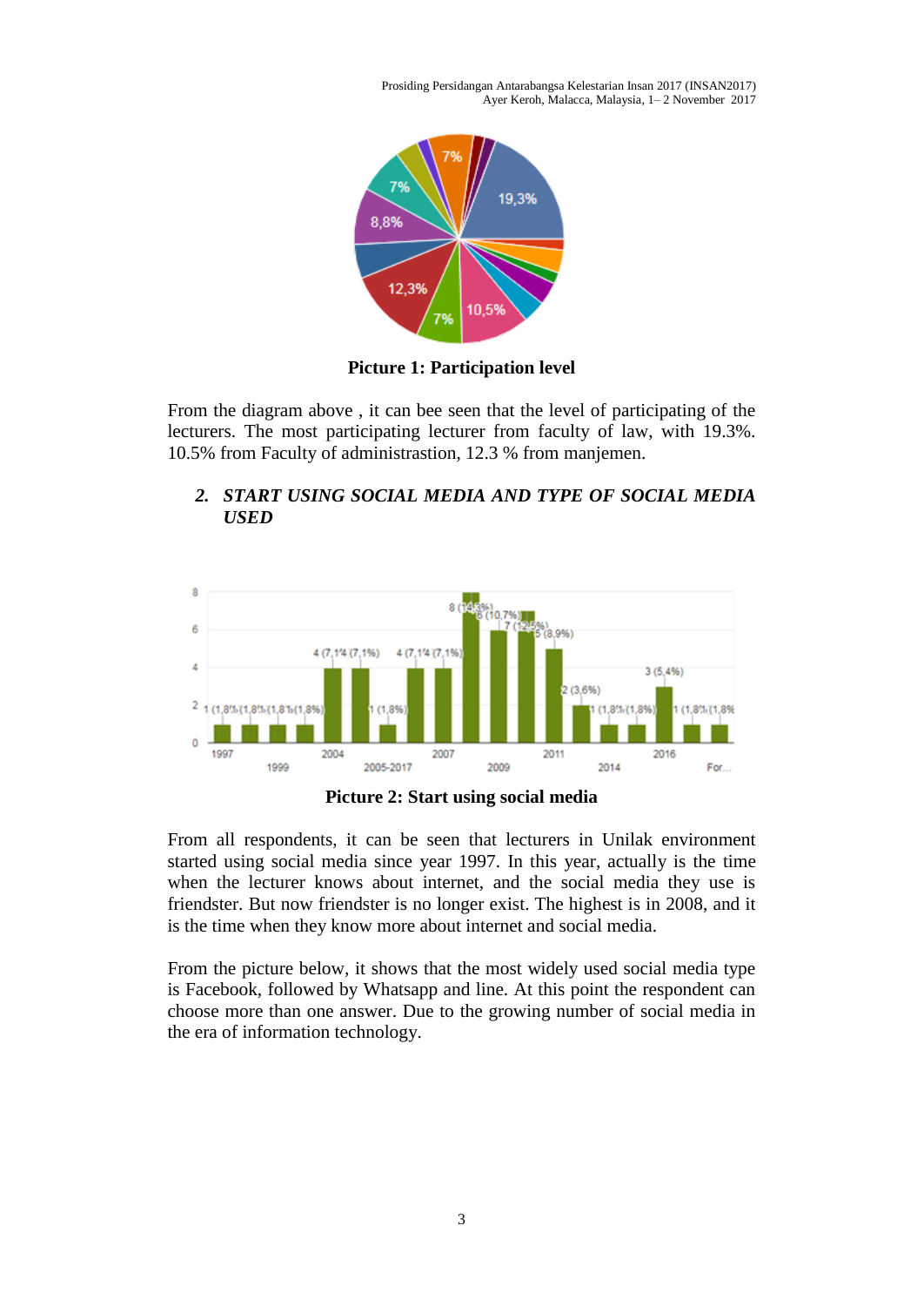**Picture 1: Participation level**

From the diagram above , it can bee seen that the level of participating of the lecturers. The most participating lecturer from faculty of law, with 19.3%. 10.5% from Faculty of administrastion, 12.3 % from manjemen.

## *2. START USING SOCIAL MEDIA AND TYPE OF SOCIAL MEDIA USED*

**Picture 2: Start using social media**

From all respondents, it can be seen that lecturers in Unilak environment started using social media since year 1997. In this year, actually is the time when the lecturer knows about internet, and the social media they use is friendster. But now friendster is no longer exist. The highest is in 2008, and it is the time when they know more about internet and social media.

From the picture below, it shows that the most widely used social media type is Facebook, followed by Whatsapp and line. At this point the respondent can choose more than one answer. Due to the growing number of social media in the era of information technology.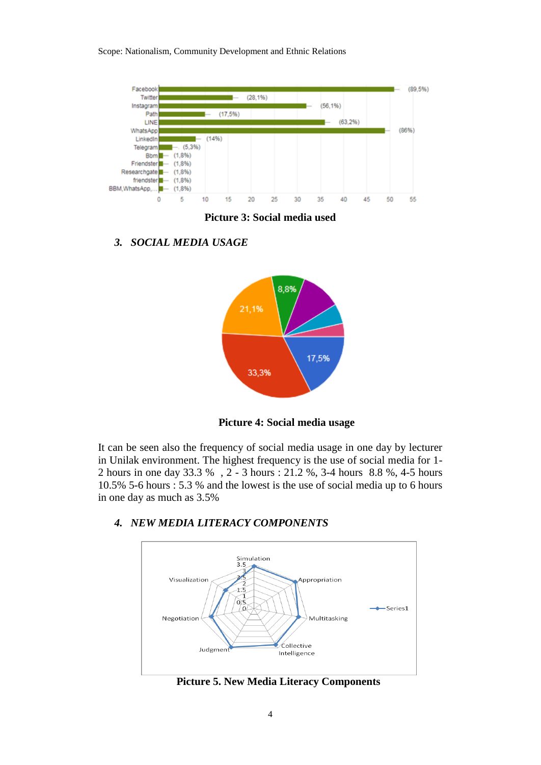Picture 3: Social media used

### *3. SOCIAL MEDIA USAGE*

Picture 4: Social media usage

It can be seen also the frequency of social media usage in one day by lecturer in Unilak environment. The highest frequency is the use of social media for 1-2 hours in one day 33.3 % , 2 - 3 hours : 21.2 %, 3-4 hours 8.8 %, 4-5 hours 10.5% 5-6 hours : 5.3 % and the lowest is the use of social media up to 6 hours in one day as much as 3.5%

### *4. NEW MEDIA LITERACY COMPONENTS*

Picture 5. New Media Literacy Components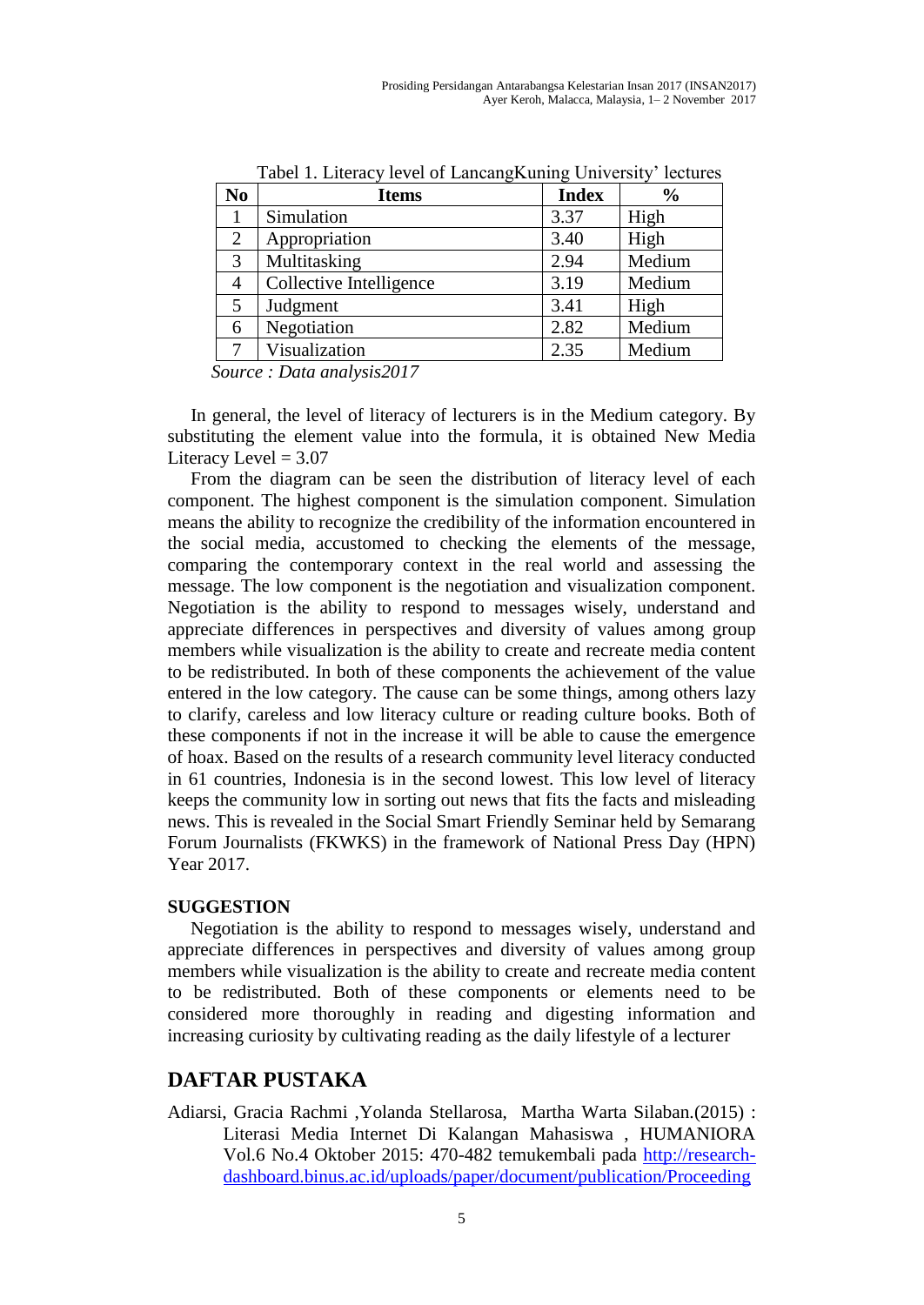Tabel 1. Literacy level of LancangKuning University' lectures

| No | Items | Index | % |
|---|---|---|---|
| 1 | Simulation | 3.37 | High |
| 2 | Appropriation | 3.40 | High |
| 3 | Multitasking | 2.94 | Medium |
| 4 | Collective Intelligence | 3.19 | Medium |
| 5 | Judgment | 3.41 | High |
| 6 | Negotiation | 2.82 | Medium |
| 7 | Visualization | 2.35 | Medium |

*Source : Data analysis2017*

In general, the level of literacy of lecturers is in the Medium category. By substituting the element value into the formula, it is obtained New Media Literacy Level = 3.07

From the diagram can be seen the distribution of literacy level of each component. The highest component is the simulation component. Simulation means the ability to recognize the credibility of the information encountered in the social media, accustomed to checking the elements of the message, comparing the contemporary context in the real world and assessing the message. The low component is the negotiation and visualization component. Negotiation is the ability to respond to messages wisely, understand and appreciate differences in perspectives and diversity of values among group members while visualization is the ability to create and recreate media content to be redistributed. In both of these components the achievement of the value entered in the low category. The cause can be some things, among others lazy to clarify, careless and low literacy culture or reading culture books. Both of these components if not in the increase it will be able to cause the emergence of hoax. Based on the results of a research community level literacy conducted in 61 countries, Indonesia is in the second lowest. This low level of literacy keeps the community low in sorting out news that fits the facts and misleading news. This is revealed in the Social Smart Friendly Seminar held by Semarang Forum Journalists (FKWKS) in the framework of National Press Day (HPN) Year 2017.

**SUGGESTION**

Negotiation is the ability to respond to messages wisely, understand and appreciate differences in perspectives and diversity of values among group members while visualization is the ability to create and recreate media content to be redistributed. Both of these components or elements need to be considered more thoroughly in reading and digesting information and increasing curiosity by cultivating reading as the daily lifestyle of a lecturer

## DAFTAR PUSTAKA

Adiarsi, Gracia Rachmi ,Yolanda Stellarosa, Martha Warta Silaban.(2015) : Literasi Media Internet Di Kalangan Mahasiswa , HUMANIORA Vol.6 No.4 Oktober 2015: 470-482 temukembali pada http://research-dashboard.binus.ac.id/uploads/paper/document/publication/Proceeding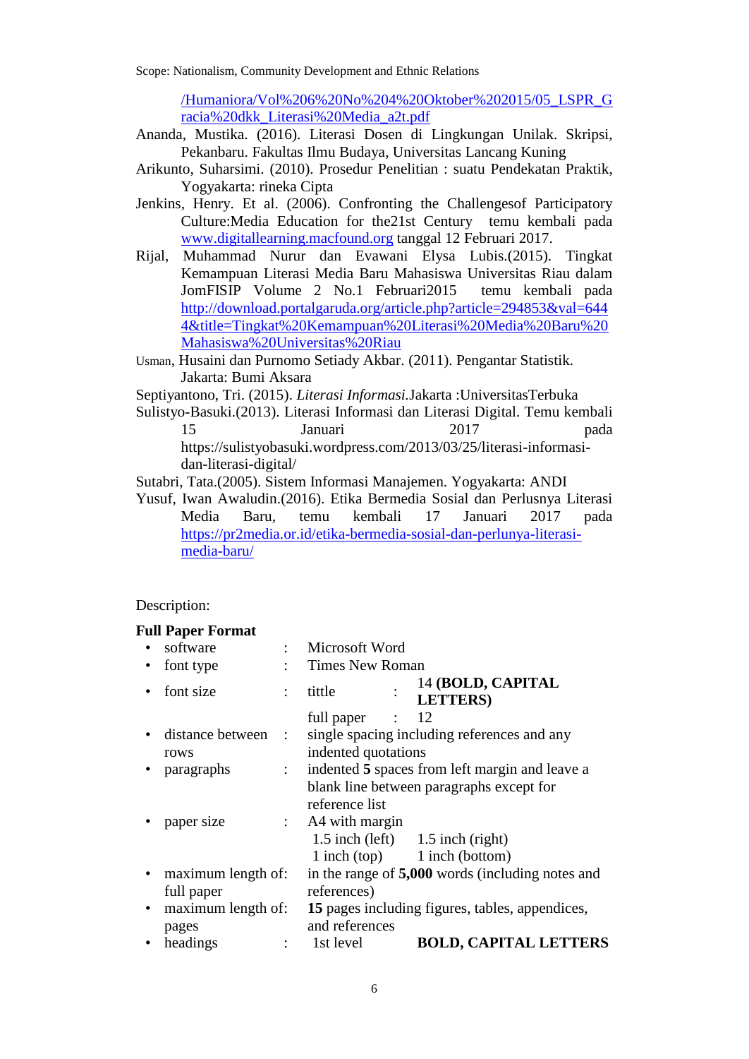/Humaniora/Vol%206%20No%204%20Oktober%202015/05_LSPR_Gracia%20dkk_Literasi%20Media_a2t.pdf

Ananda, Mustika. (2016). Literasi Dosen di Lingkungan Unilak. Skripsi, Pekanbaru. Fakultas Ilmu Budaya, Universitas Lancang Kuning

Arikunto, Suharsimi. (2010). Prosedur Penelitian : suatu Pendekatan Praktik, Yogyakarta: rineka Cipta

Jenkins, Henry. Et al. (2006). Confronting the Challengesof Participatory Culture:Media Education for the21st Century temu kembali pada www.digitallearning.macfound.org tanggal 12 Februari 2017.

Rijal, Muhammad Nurur dan Evawani Elysa Lubis.(2015). Tingkat Kemampuan Literasi Media Baru Mahasiswa Universitas Riau dalam JomFISIP Volume 2 No.1 Februari2015 temu kembali pada http://download.portalgaruda.org/article.php?article=294853&val=6444&title=Tingkat%20Kemampuan%20Literasi%20Media%20Baru%20Mahasiswa%20Universitas%20Riau

Usman, Husaini dan Purnomo Setiady Akbar. (2011). Pengantar Statistik. Jakarta: Bumi Aksara

Septiyantono, Tri. (2015). *Literasi Informasi*.Jakarta :UniversitasTerbuka

Sulistyo-Basuki.(2013). Literasi Informasi dan Literasi Digital. Temu kembali 15 Januari 2017 pada https://sulistyobasuki.wordpress.com/2013/03/25/literasi-informasi-dan-literasi-digital/

Sutabri, Tata.(2005). Sistem Informasi Manajemen. Yogyakarta: ANDI

Yusuf, Iwan Awaludin.(2016). Etika Bermedia Sosial dan Perlusnya Literasi Media Baru, temu kembali 17 Januari 2017 pada https://pr2media.or.id/etika-bermedia-sosial-dan-perlunya-literasi-media-baru/

Description:

**Full Paper Format**

- software : Microsoft Word
- font type : Times New Roman
- font size : tittle : 14 **(BOLD, CAPITAL LETTERS)**
  full paper : 12
- distance between rows : single spacing including references and any indented quotations
- paragraphs : indented **5** spaces from left margin and leave a blank line between paragraphs except for reference list
- paper size : A4 with margin
  1.5 inch (left) 1.5 inch (right)
  1 inch (top) 1 inch (bottom)
- maximum length of: full paper in the range of **5,000** words (including notes and references)
- maximum length of: pages **15** pages including figures, tables, appendices, and references
- headings : 1st level **BOLD, CAPITAL LETTERS**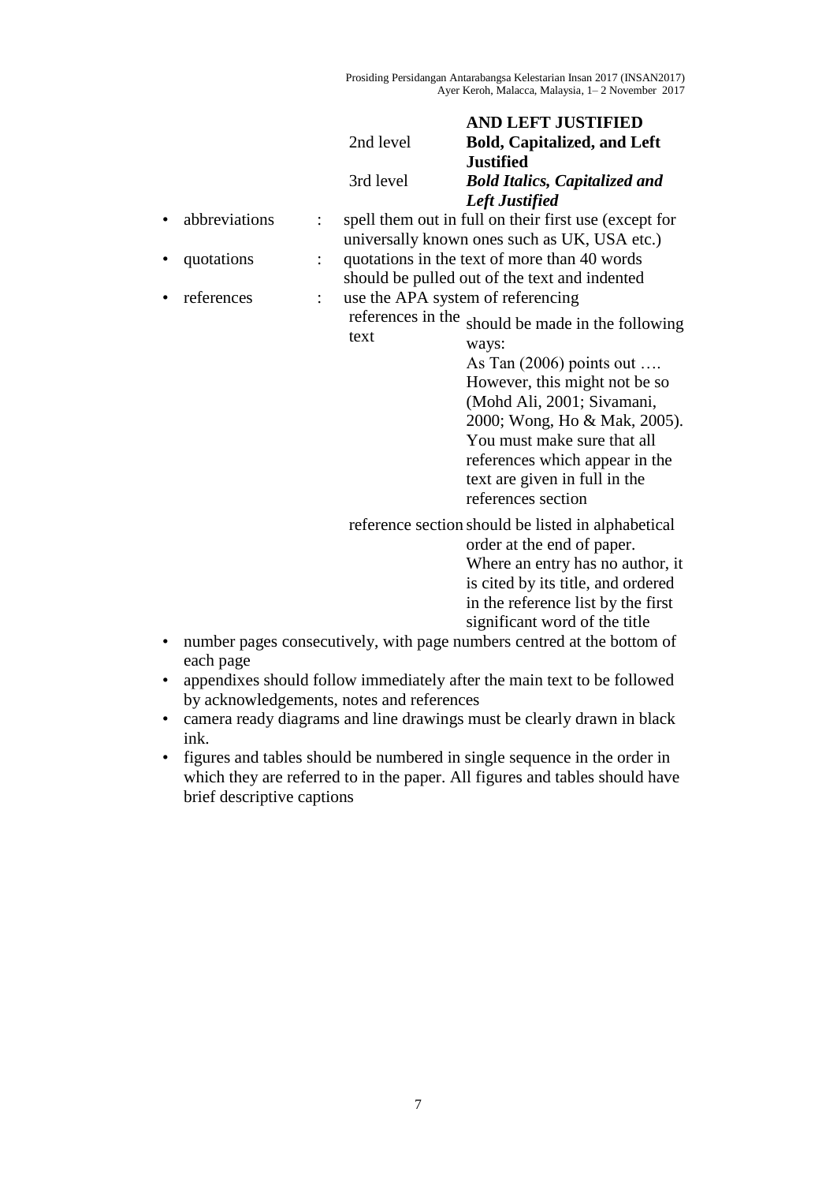| | | | |
|---|---|---|---|
| | | | **AND LEFT JUSTIFIED** |
| | | 2nd level | **Bold, Capitalized, and Left Justified** |
| | | 3rd level | ***Bold Italics, Capitalized and Left Justified*** |

- abbreviations : spell them out in full on their first use (except for universally known ones such as UK, USA etc.)
- quotations : quotations in the text of more than 40 words should be pulled out of the text and indented
- references : use the APA system of referencing

| | |
|---|---|
| references in the text | should be made in the following ways: As Tan (2006) points out …. However, this might not be so (Mohd Ali, 2001; Sivamani, 2000; Wong, Ho & Mak, 2005). You must make sure that all references which appear in the text are given in full in the references section |
| reference section | should be listed in alphabetical order at the end of paper. Where an entry has no author, it is cited by its title, and ordered in the reference list by the first significant word of the title |

- number pages consecutively, with page numbers centred at the bottom of each page
- appendixes should follow immediately after the main text to be followed by acknowledgements, notes and references
- camera ready diagrams and line drawings must be clearly drawn in black ink.
- figures and tables should be numbered in single sequence in the order in which they are referred to in the paper. All figures and tables should have brief descriptive captions